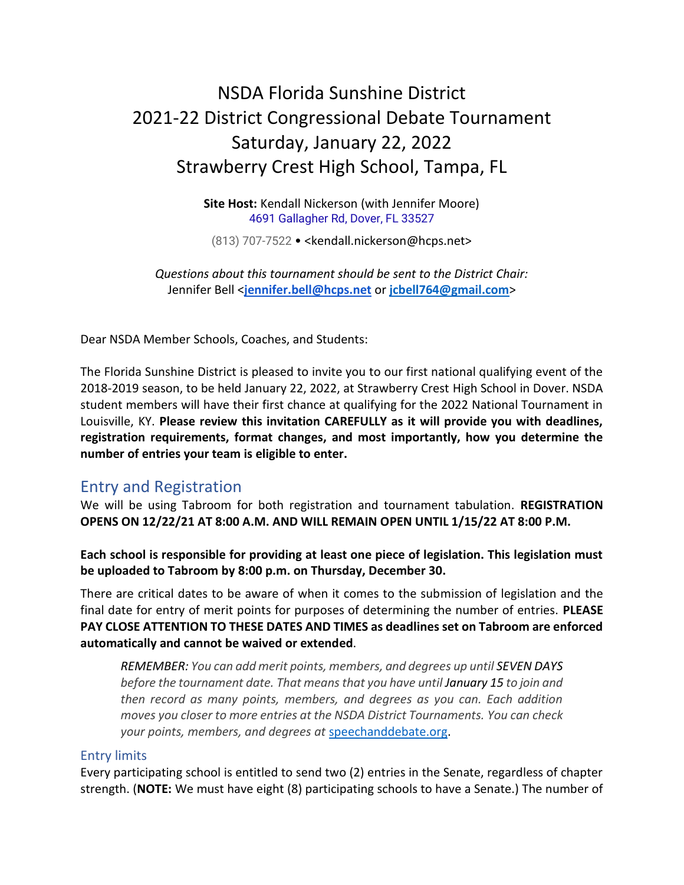# NSDA Florida Sunshine District
# 2021-22 District Congressional Debate Tournament
# Saturday, January 22, 2022
# Strawberry Crest High School, Tampa, FL

**Site Host:** Kendall Nickerson (with Jennifer Moore)
4691 Gallagher Rd, Dover, FL 33527

(813) 707-7522 • <kendall.nickerson@hcps.net>

*Questions about this tournament should be sent to the District Chair:*
Jennifer Bell <**jennifer.bell@hcps.net** or **jcbell764@gmail.com**>

Dear NSDA Member Schools, Coaches, and Students:

The Florida Sunshine District is pleased to invite you to our first national qualifying event of the 2018-2019 season, to be held January 22, 2022, at Strawberry Crest High School in Dover. NSDA student members will have their first chance at qualifying for the 2022 National Tournament in Louisville, KY. **Please review this invitation CAREFULLY as it will provide you with deadlines, registration requirements, format changes, and most importantly, how you determine the number of entries your team is eligible to enter.**

## Entry and Registration

We will be using Tabroom for both registration and tournament tabulation. **REGISTRATION OPENS ON 12/22/21 AT 8:00 A.M. AND WILL REMAIN OPEN UNTIL 1/15/22 AT 8:00 P.M.**

**Each school is responsible for providing at least one piece of legislation. This legislation must be uploaded to Tabroom by 8:00 p.m. on Thursday, December 30.**

There are critical dates to be aware of when it comes to the submission of legislation and the final date for entry of merit points for purposes of determining the number of entries. **PLEASE PAY CLOSE ATTENTION TO THESE DATES AND TIMES as deadlines set on Tabroom are enforced automatically and cannot be waived or extended**.

> *REMEMBER: You can add merit points, members, and degrees up until **SEVEN DAYS** before the tournament date. That means that you have until **January 15** to join and then record as many points, members, and degrees as you can. Each addition moves you closer to more entries at the NSDA District Tournaments. You can check your points, members, and degrees at* speechanddebate.org.

### Entry limits

Every participating school is entitled to send two (2) entries in the Senate, regardless of chapter strength. (**NOTE:** We must have eight (8) participating schools to have a Senate.) The number of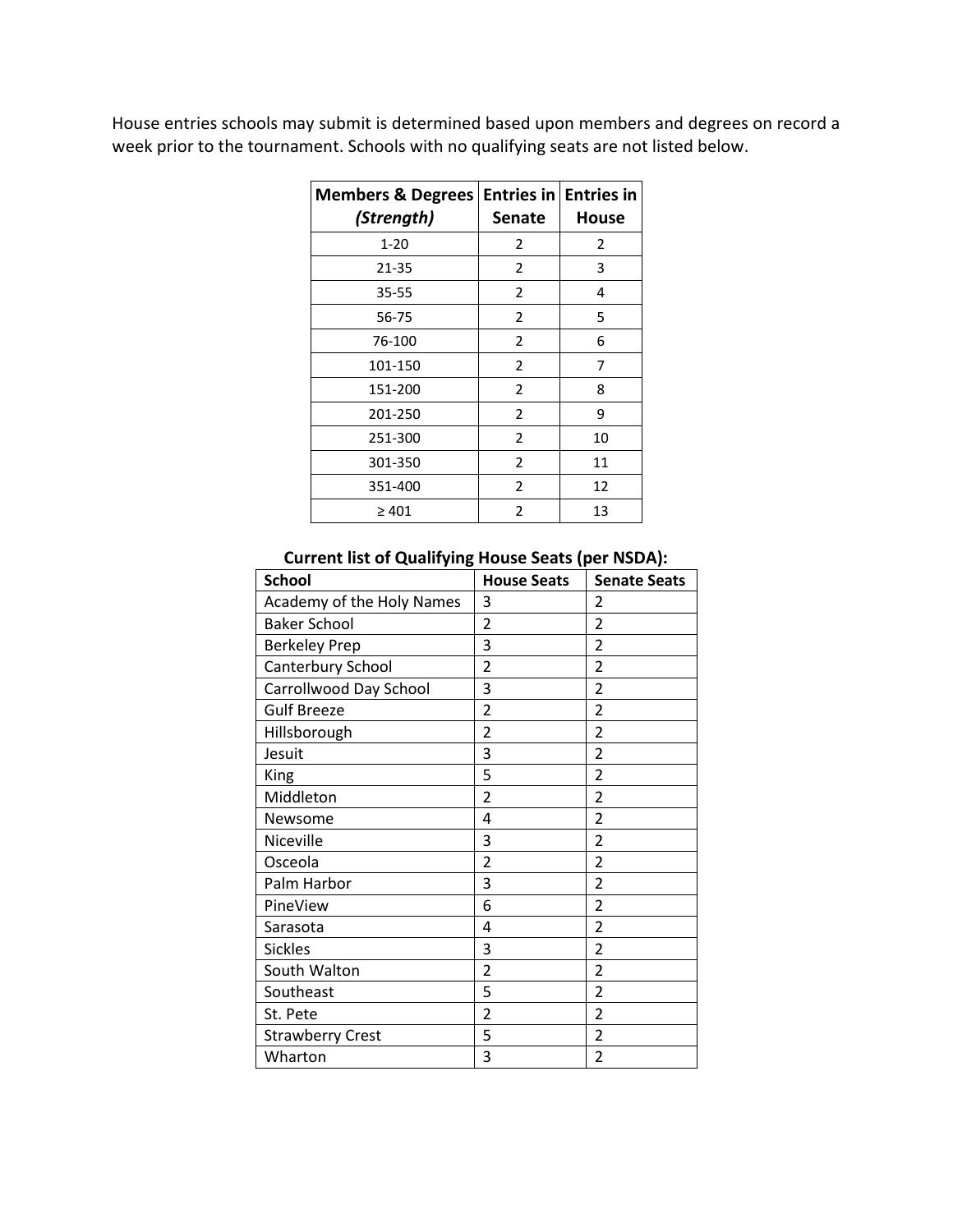House entries schools may submit is determined based upon members and degrees on record a week prior to the tournament. Schools with no qualifying seats are not listed below.

| **Members & Degrees** ***(Strength)*** | **Entries in Senate** | **Entries in House** |
|---|---|---|
| 1-20 | 2 | 2 |
| 21-35 | 2 | 3 |
| 35-55 | 2 | 4 |
| 56-75 | 2 | 5 |
| 76-100 | 2 | 6 |
| 101-150 | 2 | 7 |
| 151-200 | 2 | 8 |
| 201-250 | 2 | 9 |
| 251-300 | 2 | 10 |
| 301-350 | 2 | 11 |
| 351-400 | 2 | 12 |
| ≥ 401 | 2 | 13 |

**Current list of Qualifying House Seats (per NSDA):**

| **School** | **House Seats** | **Senate Seats** |
|---|---|---|
| Academy of the Holy Names | 3 | 2 |
| Baker School | 2 | 2 |
| Berkeley Prep | 3 | 2 |
| Canterbury School | 2 | 2 |
| Carrollwood Day School | 3 | 2 |
| Gulf Breeze | 2 | 2 |
| Hillsborough | 2 | 2 |
| Jesuit | 3 | 2 |
| King | 5 | 2 |
| Middleton | 2 | 2 |
| Newsome | 4 | 2 |
| Niceville | 3 | 2 |
| Osceola | 2 | 2 |
| Palm Harbor | 3 | 2 |
| PineView | 6 | 2 |
| Sarasota | 4 | 2 |
| Sickles | 3 | 2 |
| South Walton | 2 | 2 |
| Southeast | 5 | 2 |
| St. Pete | 2 | 2 |
| Strawberry Crest | 5 | 2 |
| Wharton | 3 | 2 |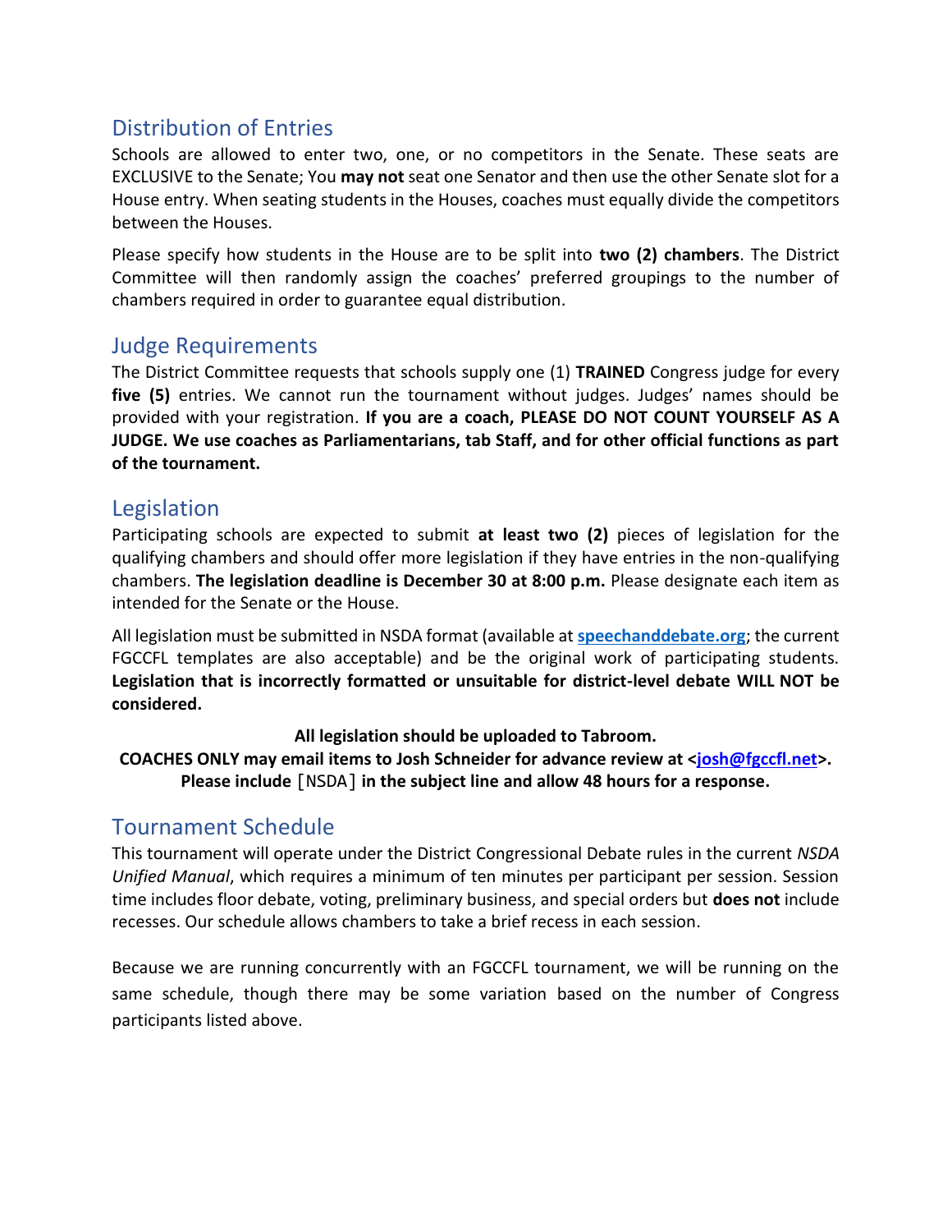## Distribution of Entries

Schools are allowed to enter two, one, or no competitors in the Senate. These seats are EXCLUSIVE to the Senate; You **may not** seat one Senator and then use the other Senate slot for a House entry. When seating students in the Houses, coaches must equally divide the competitors between the Houses.

Please specify how students in the House are to be split into **two (2) chambers**. The District Committee will then randomly assign the coaches' preferred groupings to the number of chambers required in order to guarantee equal distribution.

## Judge Requirements

The District Committee requests that schools supply one (1) **TRAINED** Congress judge for every **five (5)** entries. We cannot run the tournament without judges. Judges' names should be provided with your registration. **If you are a coach, PLEASE DO NOT COUNT YOURSELF AS A JUDGE. We use coaches as Parliamentarians, tab Staff, and for other official functions as part of the tournament.**

## Legislation

Participating schools are expected to submit **at least two (2)** pieces of legislation for the qualifying chambers and should offer more legislation if they have entries in the non-qualifying chambers. **The legislation deadline is December 30 at 8:00 p.m.** Please designate each item as intended for the Senate or the House.

All legislation must be submitted in NSDA format (available at [speechanddebate.org](speechanddebate.org); the current FGCCFL templates are also acceptable) and be the original work of participating students. **Legislation that is incorrectly formatted or unsuitable for district-level debate WILL NOT be considered.**

**All legislation should be uploaded to Tabroom.**
**COACHES ONLY may email items to Josh Schneider for advance review at <josh@fgccfl.net>. Please include** [NSDA] **in the subject line and allow 48 hours for a response.**

## Tournament Schedule

This tournament will operate under the District Congressional Debate rules in the current *NSDA Unified Manual*, which requires a minimum of ten minutes per participant per session. Session time includes floor debate, voting, preliminary business, and special orders but **does not** include recesses. Our schedule allows chambers to take a brief recess in each session.

Because we are running concurrently with an FGCCFL tournament, we will be running on the same schedule, though there may be some variation based on the number of Congress participants listed above.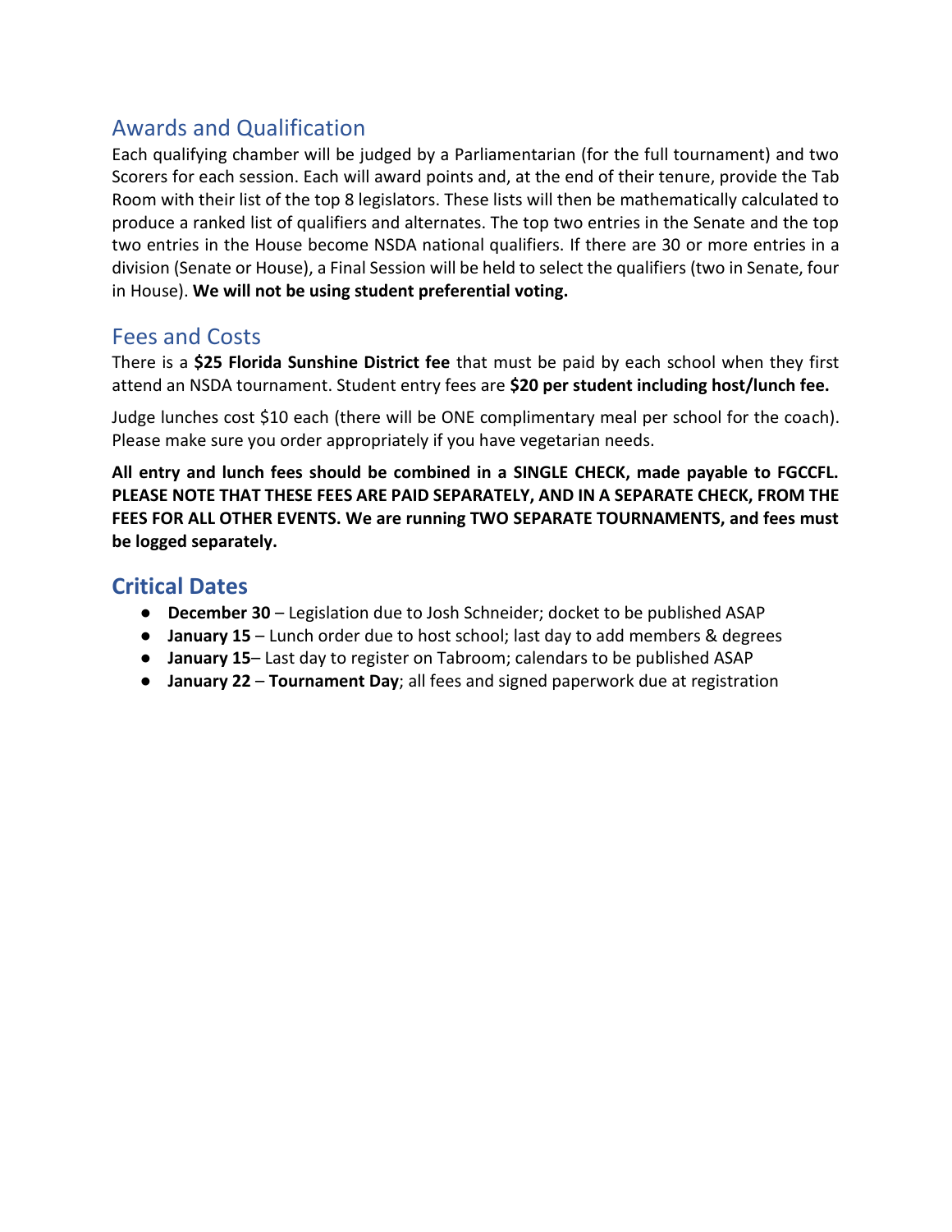## Awards and Qualification

Each qualifying chamber will be judged by a Parliamentarian (for the full tournament) and two Scorers for each session. Each will award points and, at the end of their tenure, provide the Tab Room with their list of the top 8 legislators. These lists will then be mathematically calculated to produce a ranked list of qualifiers and alternates. The top two entries in the Senate and the top two entries in the House become NSDA national qualifiers. If there are 30 or more entries in a division (Senate or House), a Final Session will be held to select the qualifiers (two in Senate, four in House). **We will not be using student preferential voting.**

## Fees and Costs

There is a **$25 Florida Sunshine District fee** that must be paid by each school when they first attend an NSDA tournament. Student entry fees are **$20 per student including host/lunch fee.**

Judge lunches cost $10 each (there will be ONE complimentary meal per school for the coach). Please make sure you order appropriately if you have vegetarian needs.

**All entry and lunch fees should be combined in a SINGLE CHECK, made payable to FGCCFL. PLEASE NOTE THAT THESE FEES ARE PAID SEPARATELY, AND IN A SEPARATE CHECK, FROM THE FEES FOR ALL OTHER EVENTS. We are running TWO SEPARATE TOURNAMENTS, and fees must be logged separately.**

## Critical Dates

- **December 30** – Legislation due to Josh Schneider; docket to be published ASAP
- **January 15** – Lunch order due to host school; last day to add members & degrees
- **January 15**– Last day to register on Tabroom; calendars to be published ASAP
- **January 22** – **Tournament Day**; all fees and signed paperwork due at registration